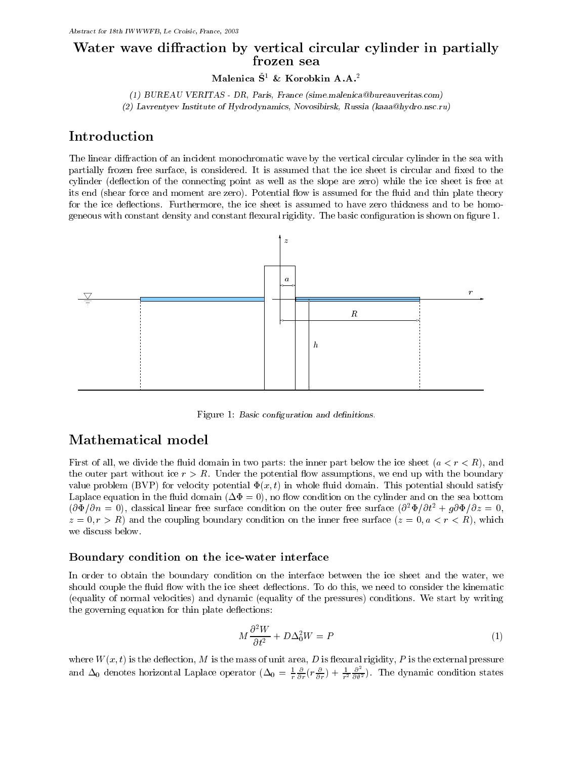Abstract for 18th IWWWFB, Le Croisic, France, 2003

# Water wave diffraction by vertical circular cylinder in partially frozen sea

**Malenica Š.[1] & Korobkin A.A.[2]**

*(1) BUREAU VERITAS - DR, Paris, France (sime.malenica@bureauveritas.com)*
*(2) Lavrentyev Institute of Hydrodynamics, Novosibirsk, Russia (kaaa@hydro.nsc.ru)*

## Introduction

The linear diffraction of an incident monochromatic wave by the vertical circular cylinder in the sea with partially frozen free surface, is considered. It is assumed that the ice sheet is circular and fixed to the cylinder (deflection of the connecting point as well as the slope are zero) while the ice sheet is free at its end (shear force and moment are zero). Potential flow is assumed for the fluid and thin plate theory for the ice deflections. Furthermore, the ice sheet is assumed to have zero thickness and to be homogeneous with constant density and constant flexural rigidity. The basic configuration is shown on figure 1.

Figure 1: *Basic configuration and definitions.*

## Mathematical model

First of all, we divide the fluid domain in two parts: the inner part below the ice sheet ($a < r < R$), and the outer part without ice $r > R$. Under the potential flow assumptions, we end up with the boundary value problem (BVP) for velocity potential $\Phi(x, t)$ in whole fluid domain. This potential should satisfy Laplace equation in the fluid domain ($\Delta\Phi = 0$), no flow condition on the cylinder and on the sea bottom ($\partial\Phi/\partial n = 0$), classical linear free surface condition on the outer free surface ($\partial^2\Phi/\partial t^2 + g\partial\Phi/\partial z = 0$, $z = 0, r > R$) and the coupling boundary condition on the inner free surface ($z = 0, a < r < R$), which we discuss below.

### Boundary condition on the ice-water interface

In order to obtain the boundary condition on the interface between the ice sheet and the water, we should couple the fluid flow with the ice sheet deflections. To do this, we need to consider the kinematic (equality of normal velocities) and dynamic (equality of the pressures) conditions. We start by writing the governing equation for thin plate deflections:

$$M\frac{\partial^2 W}{\partial t^2} + D\Delta_0^2 W = P \tag{1}$$

where $W(x, t)$ is the deflection, $M$ is the mass of unit area, $D$ is flexural rigidity, $P$ is the external pressure and $\Delta_0$ denotes horizontal Laplace operator ($\Delta_0 = \frac{1}{r}\frac{\partial}{\partial r}(r\frac{\partial}{\partial r}) + \frac{1}{r^2}\frac{\partial^2}{\partial \theta^2}$). The dynamic condition states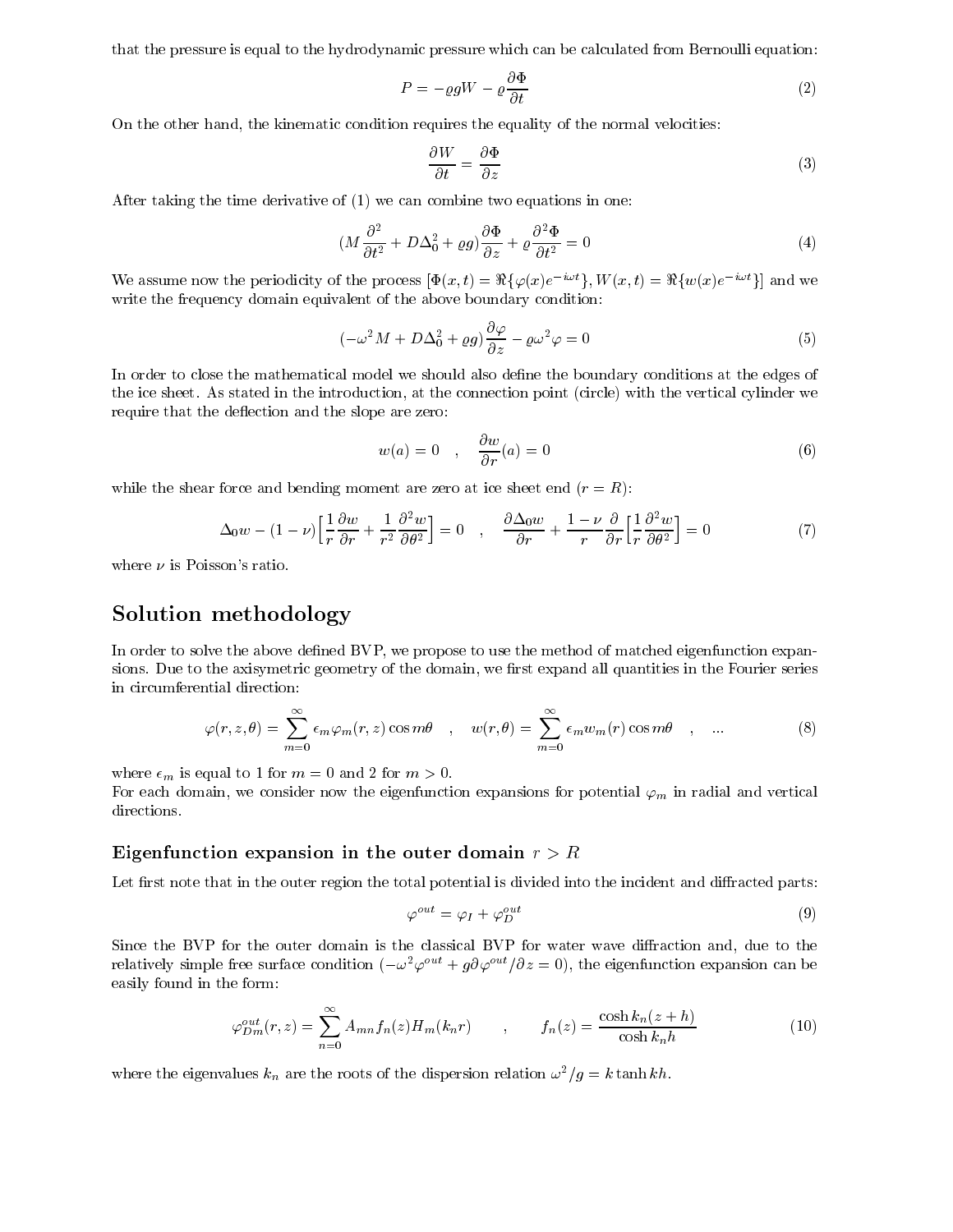that the pressure is equal to the hydrodynamic pressure which can be calculated from Bernoulli equation:

$$P = -\varrho g W - \varrho \frac{\partial \Phi}{\partial t} \tag{2}$$

On the other hand, the kinematic condition requires the equality of the normal velocities:

$$\frac{\partial W}{\partial t} = \frac{\partial \Phi}{\partial z} \tag{3}$$

After taking the time derivative of (1) we can combine two equations in one:

$$(M\frac{\partial^2}{\partial t^2} + D\Delta_0^2 + \varrho g)\frac{\partial \Phi}{\partial z} + \varrho \frac{\partial^2 \Phi}{\partial t^2} = 0 \tag{4}$$

We assume now the periodicity of the process $[\Phi(x,t) = \Re\{\varphi(x)e^{-i\omega t}\}, W(x,t) = \Re\{w(x)e^{-i\omega t}\}]$ and we write the frequency domain equivalent of the above boundary condition:

$$(-\omega^2 M + D\Delta_0^2 + \varrho g)\frac{\partial \varphi}{\partial z} - \varrho \omega^2 \varphi = 0 \tag{5}$$

In order to close the mathematical model we should also define the boundary conditions at the edges of the ice sheet. As stated in the introduction, at the connection point (circle) with the vertical cylinder we require that the deflection and the slope are zero:

$$w(a) = 0 \quad , \quad \frac{\partial w}{\partial r}(a) = 0 \tag{6}$$

while the shear force and bending moment are zero at ice sheet end ($r = R$):

$$\Delta_0 w - (1-\nu)\Big[\frac{1}{r}\frac{\partial w}{\partial r} + \frac{1}{r^2}\frac{\partial^2 w}{\partial \theta^2}\Big] = 0 \quad , \quad \frac{\partial \Delta_0 w}{\partial r} + \frac{1-\nu}{r}\frac{\partial}{\partial r}\Big[\frac{1}{r}\frac{\partial^2 w}{\partial \theta^2}\Big] = 0 \tag{7}$$

where $\nu$ is Poisson's ratio.

## Solution methodology

In order to solve the above defined BVP, we propose to use the method of matched eigenfunction expansions. Due to the axisymetric geometry of the domain, we first expand all quantities in the Fourier series in circumferential direction:

$$\varphi(r,z,\theta) = \sum_{m=0}^{\infty} \epsilon_m \varphi_m(r,z)\cos m\theta \quad , \quad w(r,\theta) = \sum_{m=0}^{\infty} \epsilon_m w_m(r)\cos m\theta \quad , \quad ... \tag{8}$$

where $\epsilon_m$ is equal to 1 for $m = 0$ and 2 for $m > 0$.
For each domain, we consider now the eigenfunction expansions for potential $\varphi_m$ in radial and vertical directions.

### Eigenfunction expansion in the outer domain $r > R$

Let first note that in the outer region the total potential is divided into the incident and diffracted parts:

$$\varphi^{out} = \varphi_I + \varphi_D^{out} \tag{9}$$

Since the BVP for the outer domain is the classical BVP for water wave diffraction and, due to the relatively simple free surface condition ($-\omega^2\varphi^{out} + g\partial\varphi^{out}/\partial z = 0$), the eigenfunction expansion can be easily found in the form:

$$\varphi_{Dm}^{out}(r,z) = \sum_{n=0}^{\infty} A_{mn} f_n(z) H_m(k_n r) \qquad , \qquad f_n(z) = \frac{\cosh k_n(z+h)}{\cosh k_n h} \tag{10}$$

where the eigenvalues $k_n$ are the roots of the dispersion relation $\omega^2/g = k \tanh kh$.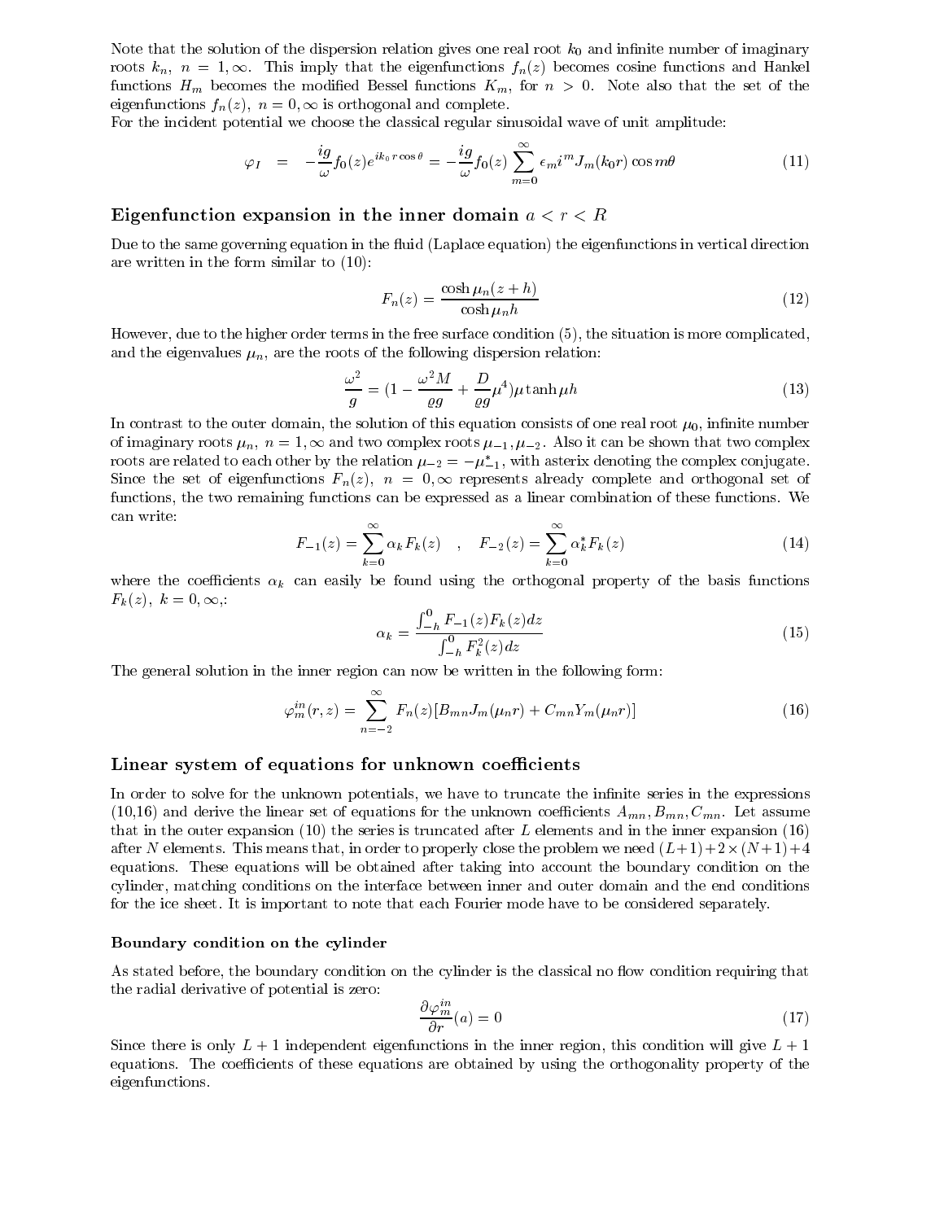Note that the solution of the dispersion relation gives one real root $k_0$ and infinite number of imaginary roots $k_n$, $n = 1, \infty$. This imply that the eigenfunctions $f_n(z)$ becomes cosine functions and Hankel functions $H_m$ becomes the modified Bessel functions $K_m$, for $n > 0$. Note also that the set of the eigenfunctions $f_n(z)$, $n = 0, \infty$ is orthogonal and complete.

For the incident potential we choose the classical regular sinusoidal wave of unit amplitude:

$$\varphi_I \quad = \quad -\frac{ig}{\omega} f_0(z) e^{ik_0 r \cos\theta} = -\frac{ig}{\omega} f_0(z) \sum_{m=0}^{\infty} \epsilon_m i^m J_m(k_0 r) \cos m\theta \tag{11}$$

## Eigenfunction expansion in the inner domain $a < r < R$

Due to the same governing equation in the fluid (Laplace equation) the eigenfunctions in vertical direction are written in the form similar to (10):

$$F_n(z) = \frac{\cosh \mu_n (z+h)}{\cosh \mu_n h} \tag{12}$$

However, due to the higher order terms in the free surface condition (5), the situation is more complicated, and the eigenvalues $\mu_n$, are the roots of the following dispersion relation:

$$\frac{\omega^2}{g} = (1 - \frac{\omega^2 M}{\varrho g} + \frac{D}{\varrho g}\mu^4)\mu \tanh \mu h \tag{13}$$

In contrast to the outer domain, the solution of this equation consists of one real root $\mu_0$, infinite number of imaginary roots $\mu_n$, $n = 1, \infty$ and two complex roots $\mu_{-1}, \mu_{-2}$. Also it can be shown that two complex roots are related to each other by the relation $\mu_{-2} = -\mu_{-1}^*$, with asterix denoting the complex conjugate. Since the set of eigenfunctions $F_n(z)$, $n = 0, \infty$ represents already complete and orthogonal set of functions, the two remaining functions can be expressed as a linear combination of these functions. We can write:

$$F_{-1}(z) = \sum_{k=0}^{\infty} \alpha_k F_k(z) \quad , \quad F_{-2}(z) = \sum_{k=0}^{\infty} \alpha_k^* F_k(z) \tag{14}$$

where the coefficients $\alpha_k$ can easily be found using the orthogonal property of the basis functions $F_k(z)$, $k = 0, \infty$,:

$$\alpha_k = \frac{\int_{-h}^{0} F_{-1}(z) F_k(z) dz}{\int_{-h}^{0} F_k^2(z) dz} \tag{15}$$

The general solution in the inner region can now be written in the following form:

$$\varphi_m^{in}(r, z) = \sum_{n=-2}^{\infty} F_n(z)[B_{mn} J_m(\mu_n r) + C_{mn} Y_m(\mu_n r)] \tag{16}$$

## Linear system of equations for unknown coefficients

In order to solve for the unknown potentials, we have to truncate the infinite series in the expressions (10,16) and derive the linear set of equations for the unknown coefficients $A_{mn}, B_{mn}, C_{mn}$. Let assume that in the outer expansion (10) the series is truncated after $L$ elements and in the inner expansion (16) after $N$ elements. This means that, in order to properly close the problem we need $(L+1) + 2 \times (N+1) + 4$ equations. These equations will be obtained after taking into account the boundary condition on the cylinder, matching conditions on the interface between inner and outer domain and the end conditions for the ice sheet. It is important to note that each Fourier mode have to be considered separately.

### Boundary condition on the cylinder

As stated before, the boundary condition on the cylinder is the classical no flow condition requiring that the radial derivative of potential is zero:

$$\frac{\partial \varphi_m^{in}}{\partial r}(a) = 0 \tag{17}$$

Since there is only $L + 1$ independent eigenfunctions in the inner region, this condition will give $L + 1$ equations. The coefficients of these equations are obtained by using the orthogonality property of the eigenfunctions.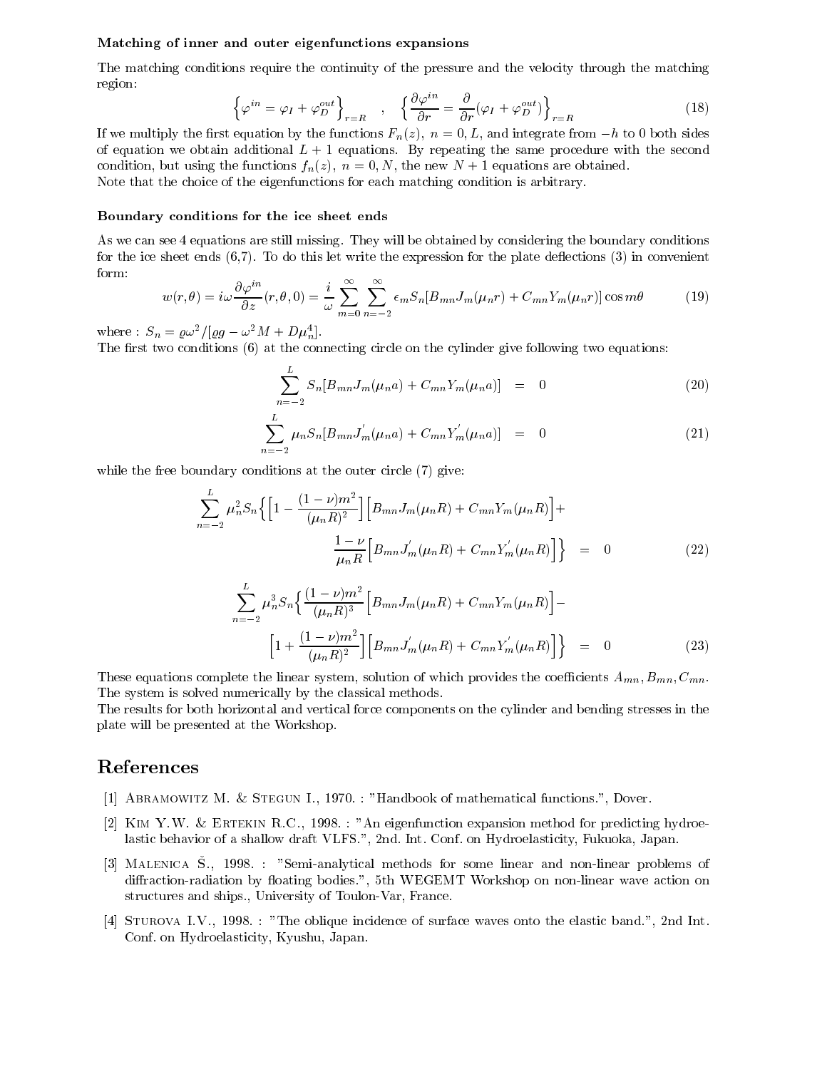#### Matching of inner and outer eigenfunctions expansions

The matching conditions require the continuity of the pressure and the velocity through the matching region:

$$\left\{\varphi^{in} = \varphi_I + \varphi_D^{out}\right\}_{r=R} \quad , \quad \left\{\frac{\partial \varphi^{in}}{\partial r} = \frac{\partial}{\partial r}(\varphi_I + \varphi_D^{out})\right\}_{r=R} \tag{18}$$

If we multiply the first equation by the functions $F_n(z)$, $n = 0, L$, and integrate from $-h$ to 0 both sides of equation we obtain additional $L+1$ equations. By repeating the same procedure with the second condition, but using the functions $f_n(z)$, $n = 0, N$, the new $N+1$ equations are obtained.
Note that the choice of the eigenfunctions for each matching condition is arbitrary.

#### Boundary conditions for the ice sheet ends

As we can see 4 equations are still missing. They will be obtained by considering the boundary conditions for the ice sheet ends (6,7). To do this let write the expression for the plate deflections (3) in convenient form:

$$w(r,\theta) = i\omega \frac{\partial \varphi^{in}}{\partial z}(r,\theta,0) = \frac{i}{\omega}\sum_{m=0}^{\infty}\sum_{n=-2}^{\infty} \epsilon_m S_n [B_{mn} J_m(\mu_n r) + C_{mn} Y_m(\mu_n r)] \cos m\theta \tag{19}$$

where : $S_n = \varrho\omega^2/[\varrho g - \omega^2 M + D\mu_n^4]$.
The first two conditions (6) at the connecting circle on the cylinder give following two equations:

$$\sum_{n=-2}^{L} S_n [B_{mn} J_m(\mu_n a) + C_{mn} Y_m(\mu_n a)] = 0 \tag{20}$$

$$\sum_{n=-2}^{L} \mu_n S_n [B_{mn} J_m^{'}(\mu_n a) + C_{mn} Y_m^{'}(\mu_n a)] = 0 \tag{21}$$

while the free boundary conditions at the outer circle (7) give:

$$\sum_{n=-2}^{L} \mu_n^2 S_n \Big\{ \Big[1 - \frac{(1-\nu)m^2}{(\mu_n R)^2}\Big] \Big[B_{mn} J_m(\mu_n R) + C_{mn} Y_m(\mu_n R)\Big] + \frac{1-\nu}{\mu_n R}\Big[B_{mn} J_m^{'}(\mu_n R) + C_{mn} Y_m^{'}(\mu_n R)\Big]\Big\} = 0 \tag{22}$$

$$\sum_{n=-2}^{L} \mu_n^3 S_n \Big\{ \frac{(1-\nu)m^2}{(\mu_n R)^3} \Big[B_{mn} J_m(\mu_n R) + C_{mn} Y_m(\mu_n R)\Big] - \Big[1 + \frac{(1-\nu)m^2}{(\mu_n R)^2}\Big]\Big[B_{mn} J_m^{'}(\mu_n R) + C_{mn} Y_m^{'}(\mu_n R)\Big]\Big\} = 0 \tag{23}$$

These equations complete the linear system, solution of which provides the coefficients $A_{mn}, B_{mn}, C_{mn}$. The system is solved numerically by the classical methods.
The results for both horizontal and vertical force components on the cylinder and bending stresses in the plate will be presented at the Workshop.

## References

[1] Abramowitz M. & Stegun I., 1970. : "Handbook of mathematical functions.", Dover.

[2] Kim Y.W. & Ertekin R.C., 1998. : "An eigenfunction expansion method for predicting hydroelastic behavior of a shallow draft VLFS.", 2nd. Int. Conf. on Hydroelasticity, Fukuoka, Japan.

[3] Malenica Š., 1998. : "Semi-analytical methods for some linear and non-linear problems of diffraction-radiation by floating bodies.", 5th WEGEMT Workshop on non-linear wave action on structures and ships., University of Toulon-Var, France.

[4] Sturova I.V., 1998. : "The oblique incidence of surface waves onto the elastic band.", 2nd Int. Conf. on Hydroelasticity, Kyushu, Japan.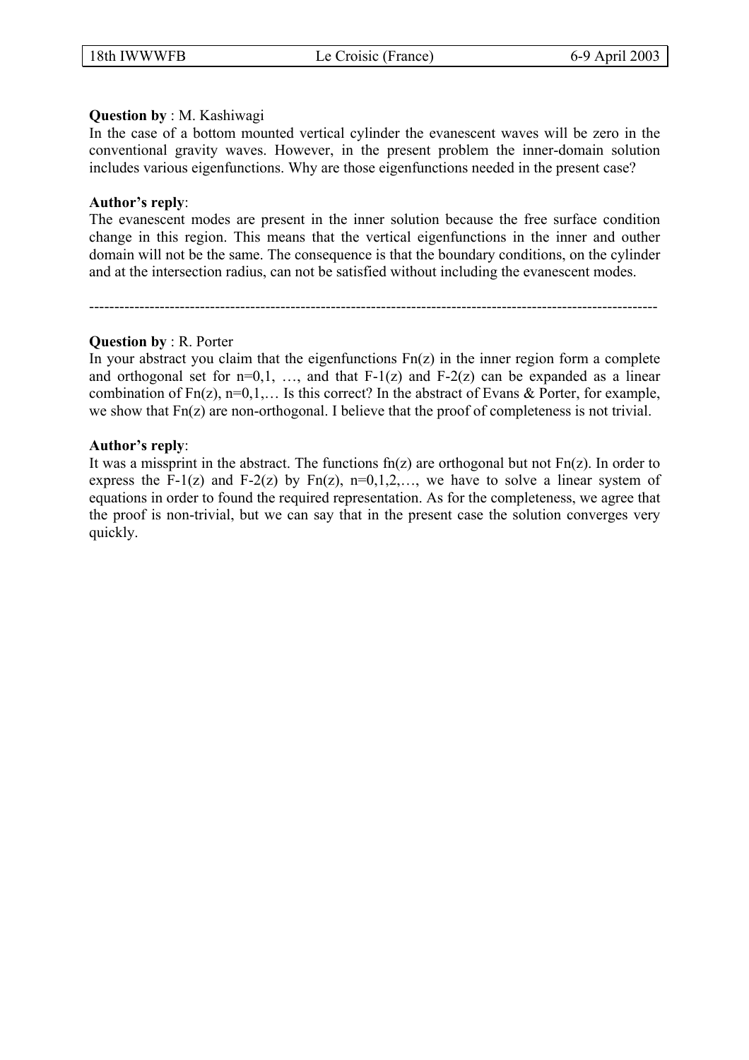**Question by** : M. Kashiwagi
In the case of a bottom mounted vertical cylinder the evanescent waves will be zero in the conventional gravity waves. However, in the present problem the inner-domain solution includes various eigenfunctions. Why are those eigenfunctions needed in the present case?

**Author's reply**:
The evanescent modes are present in the inner solution because the free surface condition change in this region. This means that the vertical eigenfunctions in the inner and outher domain will not be the same. The consequence is that the boundary conditions, on the cylinder and at the intersection radius, can not be satisfied without including the evanescent modes.

---

**Question by** : R. Porter
In your abstract you claim that the eigenfunctions $F_n(z)$ in the inner region form a complete and orthogonal set for $n=0,1, \ldots$, and that $F_{-1}(z)$ and $F_{-2}(z)$ can be expanded as a linear combination of $F_n(z)$, $n=0,1,\ldots$ Is this correct? In the abstract of Evans & Porter, for example, we show that $F_n(z)$ are non-orthogonal. I believe that the proof of completeness is not trivial.

**Author's reply**:
It was a missprint in the abstract. The functions $f_n(z)$ are orthogonal but not $F_n(z)$. In order to express the $F_{-1}(z)$ and $F_{-2}(z)$ by $F_n(z)$, $n=0,1,2,\ldots$, we have to solve a linear system of equations in order to found the required representation. As for the completeness, we agree that the proof is non-trivial, but we can say that in the present case the solution converges very quickly.